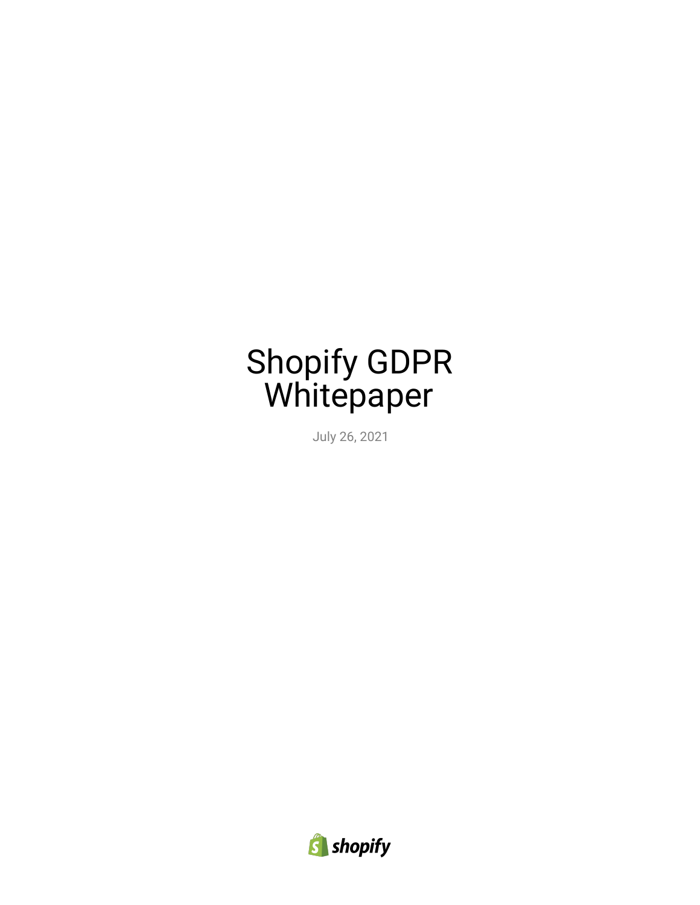# Shopify GDPR Whitepaper

July 26, 2021

shopify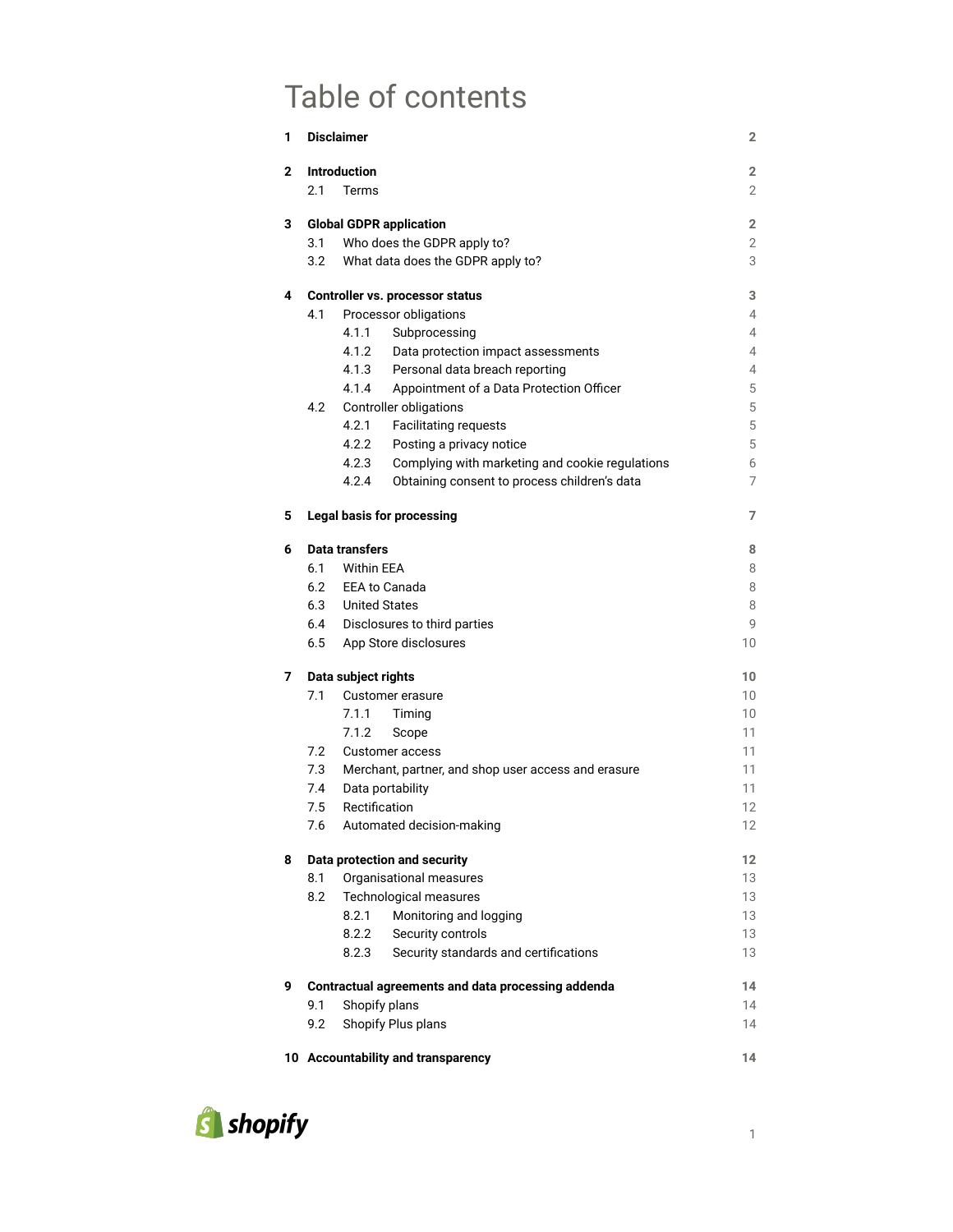# Table of contents

| | | |
|---|---|---|
| **1** | **Disclaimer** | **2** |
| **2** | **Introduction** | **2** |
| 2.1 | Terms | 2 |
| **3** | **Global GDPR application** | **2** |
| 3.1 | Who does the GDPR apply to? | 2 |
| 3.2 | What data does the GDPR apply to? | 3 |
| **4** | **Controller vs. processor status** | **3** |
| 4.1 | Processor obligations | 4 |
| 4.1.1 | Subprocessing | 4 |
| 4.1.2 | Data protection impact assessments | 4 |
| 4.1.3 | Personal data breach reporting | 4 |
| 4.1.4 | Appointment of a Data Protection Officer | 5 |
| 4.2 | Controller obligations | 5 |
| 4.2.1 | Facilitating requests | 5 |
| 4.2.2 | Posting a privacy notice | 5 |
| 4.2.3 | Complying with marketing and cookie regulations | 6 |
| 4.2.4 | Obtaining consent to process children's data | 7 |
| **5** | **Legal basis for processing** | **7** |
| **6** | **Data transfers** | **8** |
| 6.1 | Within EEA | 8 |
| 6.2 | EEA to Canada | 8 |
| 6.3 | United States | 8 |
| 6.4 | Disclosures to third parties | 9 |
| 6.5 | App Store disclosures | 10 |
| **7** | **Data subject rights** | **10** |
| 7.1 | Customer erasure | 10 |
| 7.1.1 | Timing | 10 |
| 7.1.2 | Scope | 11 |
| 7.2 | Customer access | 11 |
| 7.3 | Merchant, partner, and shop user access and erasure | 11 |
| 7.4 | Data portability | 11 |
| 7.5 | Rectification | 12 |
| 7.6 | Automated decision-making | 12 |
| **8** | **Data protection and security** | **12** |
| 8.1 | Organisational measures | 13 |
| 8.2 | Technological measures | 13 |
| 8.2.1 | Monitoring and logging | 13 |
| 8.2.2 | Security controls | 13 |
| 8.2.3 | Security standards and certifications | 13 |
| **9** | **Contractual agreements and data processing addenda** | **14** |
| 9.1 | Shopify plans | 14 |
| 9.2 | Shopify Plus plans | 14 |
| **10** | **Accountability and transparency** | **14** |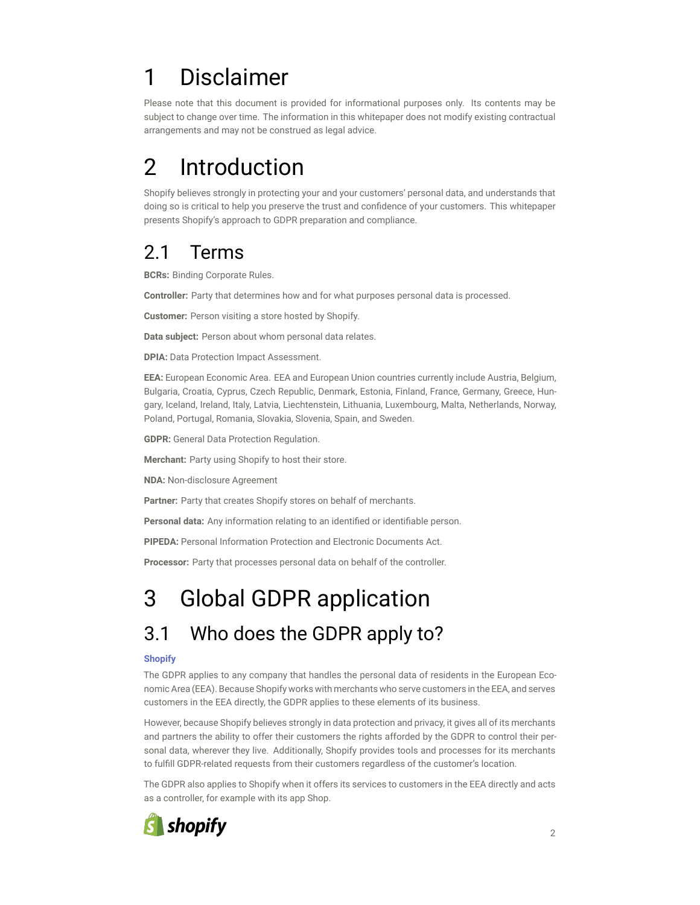# 1 Disclaimer

Please note that this document is provided for informational purposes only. Its contents may be subject to change over time. The information in this whitepaper does not modify existing contractual arrangements and may not be construed as legal advice.

# 2 Introduction

Shopify believes strongly in protecting your and your customers' personal data, and understands that doing so is critical to help you preserve the trust and confidence of your customers. This whitepaper presents Shopify's approach to GDPR preparation and compliance.

## 2.1 Terms

**BCRs:** Binding Corporate Rules.

**Controller:** Party that determines how and for what purposes personal data is processed.

**Customer:** Person visiting a store hosted by Shopify.

**Data subject:** Person about whom personal data relates.

**DPIA:** Data Protection Impact Assessment.

**EEA:** European Economic Area. EEA and European Union countries currently include Austria, Belgium, Bulgaria, Croatia, Cyprus, Czech Republic, Denmark, Estonia, Finland, France, Germany, Greece, Hungary, Iceland, Ireland, Italy, Latvia, Liechtenstein, Lithuania, Luxembourg, Malta, Netherlands, Norway, Poland, Portugal, Romania, Slovakia, Slovenia, Spain, and Sweden.

**GDPR:** General Data Protection Regulation.

**Merchant:** Party using Shopify to host their store.

**NDA:** Non-disclosure Agreement

**Partner:** Party that creates Shopify stores on behalf of merchants.

**Personal data:** Any information relating to an identified or identifiable person.

**PIPEDA:** Personal Information Protection and Electronic Documents Act.

**Processor:** Party that processes personal data on behalf of the controller.

# 3 Global GDPR application

## 3.1 Who does the GDPR apply to?

**Shopify**

The GDPR applies to any company that handles the personal data of residents in the European Economic Area (EEA). Because Shopify works with merchants who serve customers in the EEA, and serves customers in the EEA directly, the GDPR applies to these elements of its business.

However, because Shopify believes strongly in data protection and privacy, it gives all of its merchants and partners the ability to offer their customers the rights afforded by the GDPR to control their personal data, wherever they live. Additionally, Shopify provides tools and processes for its merchants to fulfill GDPR-related requests from their customers regardless of the customer's location.

The GDPR also applies to Shopify when it offers its services to customers in the EEA directly and acts as a controller, for example with its app Shop.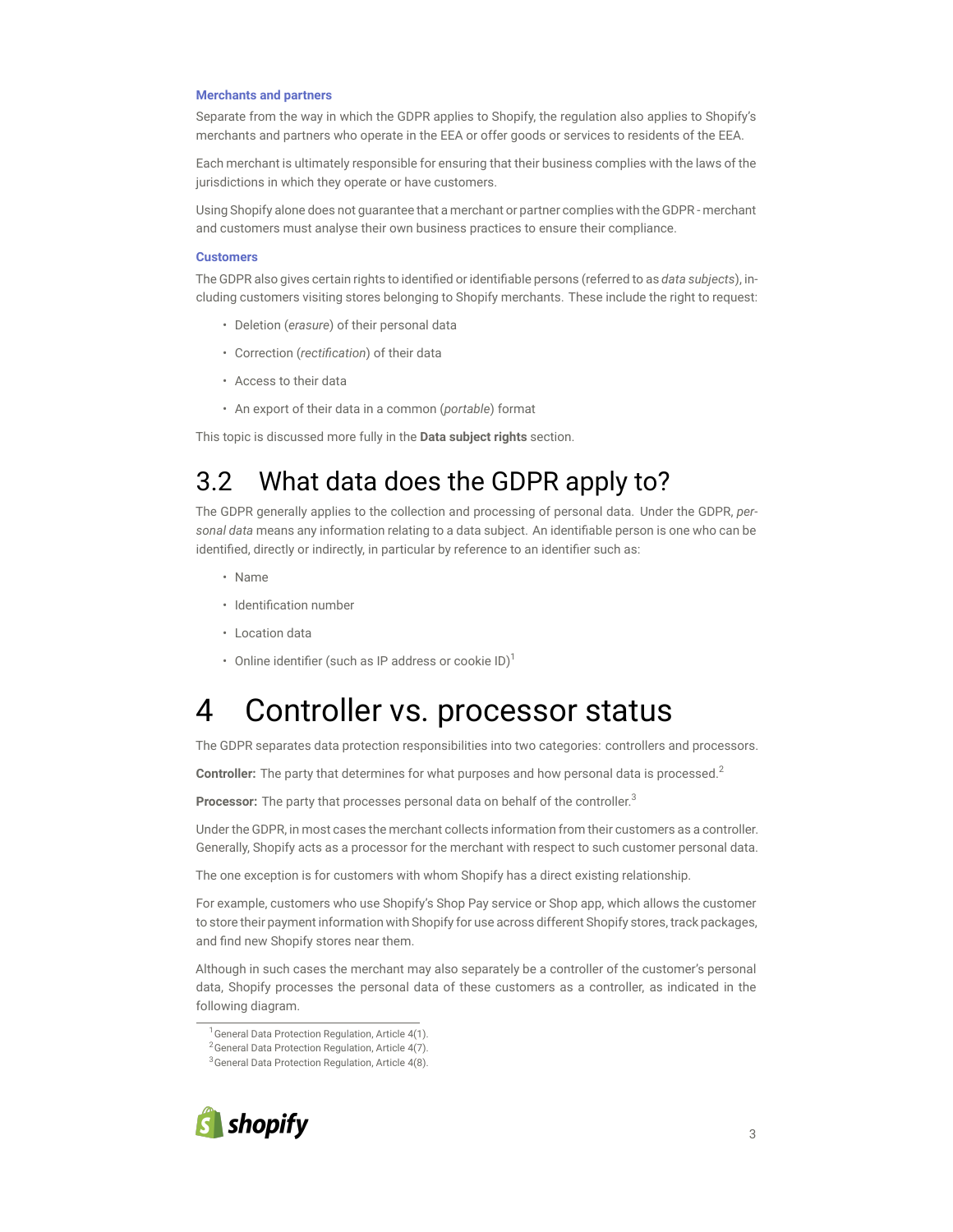### Merchants and partners

Separate from the way in which the GDPR applies to Shopify, the regulation also applies to Shopify's merchants and partners who operate in the EEA or offer goods or services to residents of the EEA.

Each merchant is ultimately responsible for ensuring that their business complies with the laws of the jurisdictions in which they operate or have customers.

Using Shopify alone does not guarantee that a merchant or partner complies with the GDPR - merchant and customers must analyse their own business practices to ensure their compliance.

### Customers

The GDPR also gives certain rights to identified or identifiable persons (referred to as *data subjects*), including customers visiting stores belonging to Shopify merchants. These include the right to request:

- Deletion (*erasure*) of their personal data
- Correction (*rectification*) of their data
- Access to their data
- An export of their data in a common (*portable*) format

This topic is discussed more fully in the **Data subject rights** section.

## 3.2 What data does the GDPR apply to?

The GDPR generally applies to the collection and processing of personal data. Under the GDPR, *personal data* means any information relating to a data subject. An identifiable person is one who can be identified, directly or indirectly, in particular by reference to an identifier such as:

- Name
- Identification number
- Location data
- Online identifier (such as IP address or cookie ID)[1]

# 4 Controller vs. processor status

The GDPR separates data protection responsibilities into two categories: controllers and processors.

**Controller:** The party that determines for what purposes and how personal data is processed.[2]

**Processor:** The party that processes personal data on behalf of the controller.[3]

Under the GDPR, in most cases the merchant collects information from their customers as a controller. Generally, Shopify acts as a processor for the merchant with respect to such customer personal data.

The one exception is for customers with whom Shopify has a direct existing relationship.

For example, customers who use Shopify's Shop Pay service or Shop app, which allows the customer to store their payment information with Shopify for use across different Shopify stores, track packages, and find new Shopify stores near them.

Although in such cases the merchant may also separately be a controller of the customer's personal data, Shopify processes the personal data of these customers as a controller, as indicated in the following diagram.

[1] General Data Protection Regulation, Article 4(1).
[2] General Data Protection Regulation, Article 4(7).
[3] General Data Protection Regulation, Article 4(8).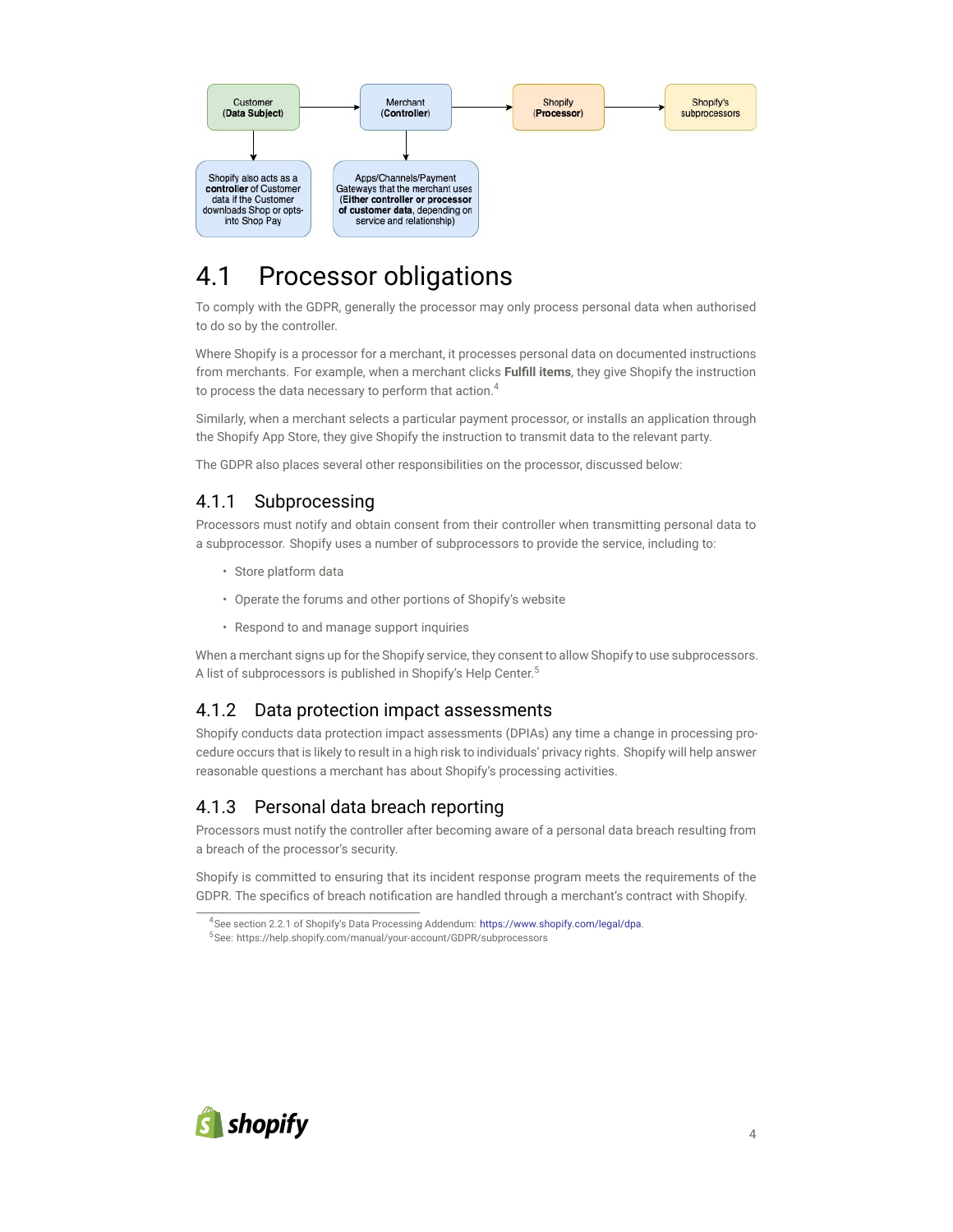Customer
(Data Subject)

Merchant
(Controller)

Shopify
(Processor)

Shopify's
subprocessors

Shopify also acts as a **controller** of Customer data if the Customer downloads Shop or opts-into Shop Pay

Apps/Channels/Payment Gateways that the merchant uses (**Either controller or processor of customer data**, depending on service and relationship)

## 4.1 Processor obligations

To comply with the GDPR, generally the processor may only process personal data when authorised to do so by the controller.

Where Shopify is a processor for a merchant, it processes personal data on documented instructions from merchants. For example, when a merchant clicks **Fulfill items**, they give Shopify the instruction to process the data necessary to perform that action.[4]

Similarly, when a merchant selects a particular payment processor, or installs an application through the Shopify App Store, they give Shopify the instruction to transmit data to the relevant party.

The GDPR also places several other responsibilities on the processor, discussed below:

### 4.1.1 Subprocessing

Processors must notify and obtain consent from their controller when transmitting personal data to a subprocessor. Shopify uses a number of subprocessors to provide the service, including to:

- Store platform data
- Operate the forums and other portions of Shopify's website
- Respond to and manage support inquiries

When a merchant signs up for the Shopify service, they consent to allow Shopify to use subprocessors. A list of subprocessors is published in Shopify's Help Center.[5]

### 4.1.2 Data protection impact assessments

Shopify conducts data protection impact assessments (DPIAs) any time a change in processing procedure occurs that is likely to result in a high risk to individuals' privacy rights. Shopify will help answer reasonable questions a merchant has about Shopify's processing activities.

### 4.1.3 Personal data breach reporting

Processors must notify the controller after becoming aware of a personal data breach resulting from a breach of the processor's security.

Shopify is committed to ensuring that its incident response program meets the requirements of the GDPR. The specifics of breach notification are handled through a merchant's contract with Shopify.

---

[4] See section 2.2.1 of Shopify's Data Processing Addendum: https://www.shopify.com/legal/dpa.

[5] See: https://help.shopify.com/manual/your-account/GDPR/subprocessors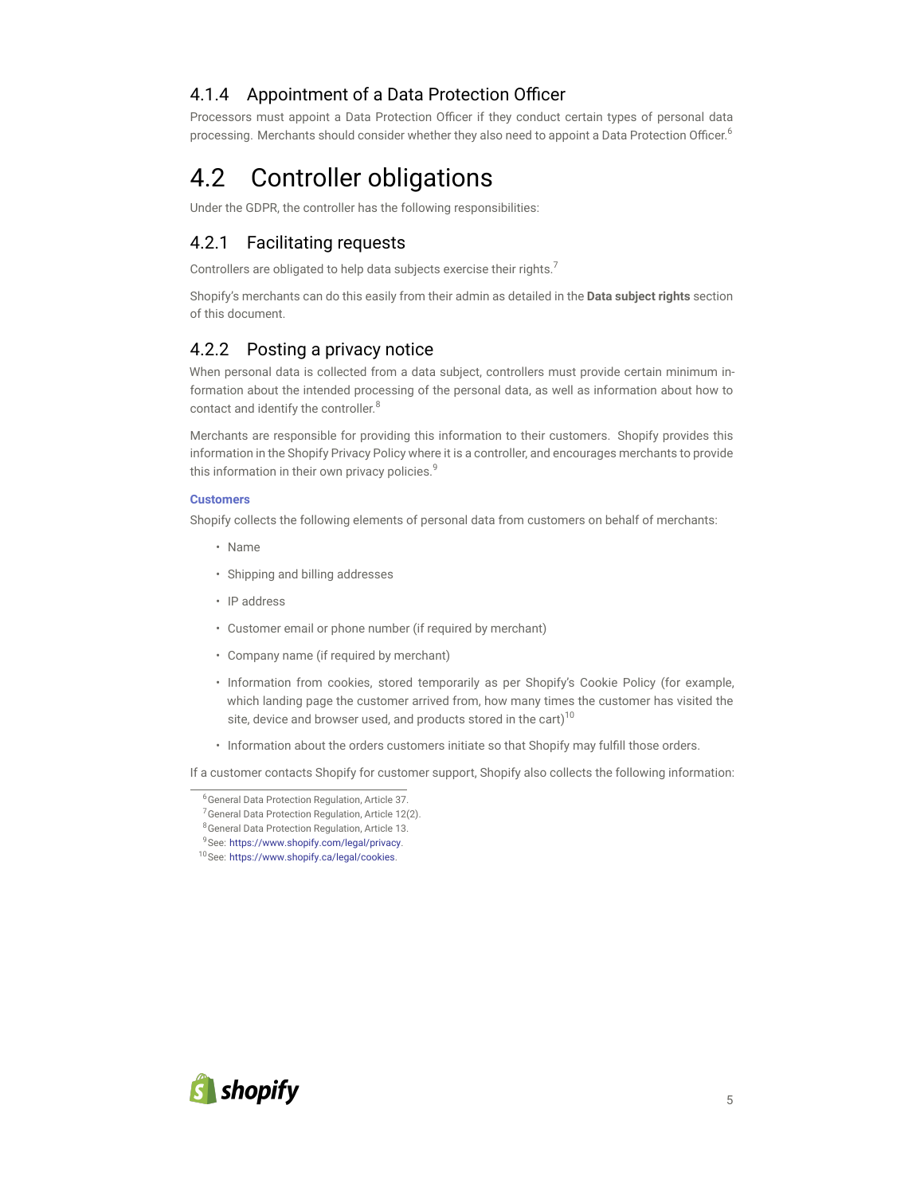### 4.1.4 Appointment of a Data Protection Officer

Processors must appoint a Data Protection Officer if they conduct certain types of personal data processing. Merchants should consider whether they also need to appoint a Data Protection Officer.[6]

## 4.2 Controller obligations

Under the GDPR, the controller has the following responsibilities:

### 4.2.1 Facilitating requests

Controllers are obligated to help data subjects exercise their rights.[7]

Shopify's merchants can do this easily from their admin as detailed in the **Data subject rights** section of this document.

### 4.2.2 Posting a privacy notice

When personal data is collected from a data subject, controllers must provide certain minimum information about the intended processing of the personal data, as well as information about how to contact and identify the controller.[8]

Merchants are responsible for providing this information to their customers. Shopify provides this information in the Shopify Privacy Policy where it is a controller, and encourages merchants to provide this information in their own privacy policies.[9]

**Customers**

Shopify collects the following elements of personal data from customers on behalf of merchants:

- Name
- Shipping and billing addresses
- IP address
- Customer email or phone number (if required by merchant)
- Company name (if required by merchant)
- Information from cookies, stored temporarily as per Shopify's Cookie Policy (for example, which landing page the customer arrived from, how many times the customer has visited the site, device and browser used, and products stored in the cart)[10]
- Information about the orders customers initiate so that Shopify may fulfill those orders.

If a customer contacts Shopify for customer support, Shopify also collects the following information:

---

[6] General Data Protection Regulation, Article 37.
[7] General Data Protection Regulation, Article 12(2).
[8] General Data Protection Regulation, Article 13.
[9] See: https://www.shopify.com/legal/privacy.
[10] See: https://www.shopify.ca/legal/cookies.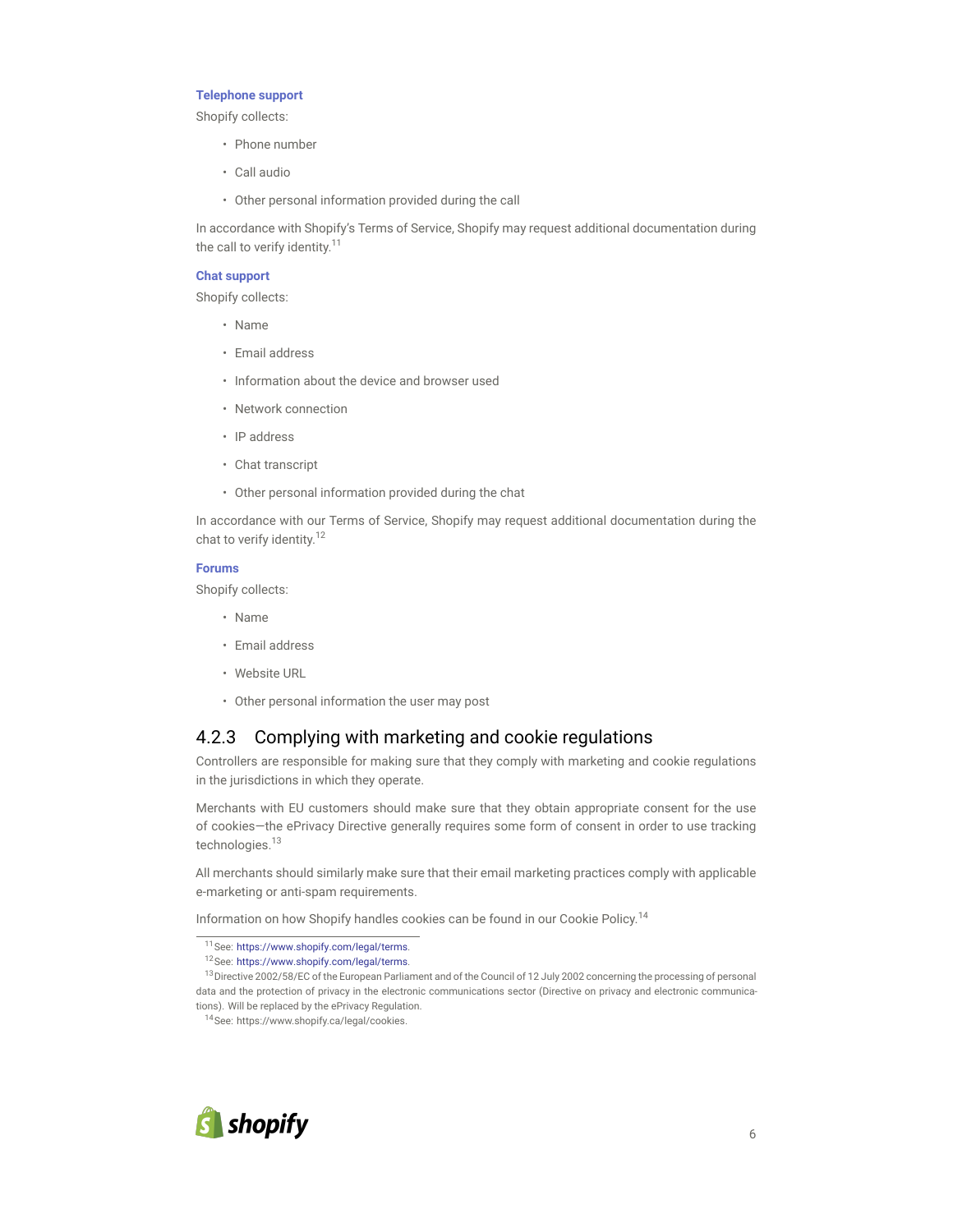#### Telephone support

Shopify collects:

- Phone number
- Call audio
- Other personal information provided during the call

In accordance with Shopify's Terms of Service, Shopify may request additional documentation during the call to verify identity.[11]

#### Chat support

Shopify collects:

- Name
- Email address
- Information about the device and browser used
- Network connection
- IP address
- Chat transcript
- Other personal information provided during the chat

In accordance with our Terms of Service, Shopify may request additional documentation during the chat to verify identity.[12]

#### Forums

Shopify collects:

- Name
- Email address
- Website URL
- Other personal information the user may post

### 4.2.3 Complying with marketing and cookie regulations

Controllers are responsible for making sure that they comply with marketing and cookie regulations in the jurisdictions in which they operate.

Merchants with EU customers should make sure that they obtain appropriate consent for the use of cookies—the ePrivacy Directive generally requires some form of consent in order to use tracking technologies.[13]

All merchants should similarly make sure that their email marketing practices comply with applicable e-marketing or anti-spam requirements.

Information on how Shopify handles cookies can be found in our Cookie Policy.[14]

---

[11] See: https://www.shopify.com/legal/terms.

[12] See: https://www.shopify.com/legal/terms.

[13] Directive 2002/58/EC of the European Parliament and of the Council of 12 July 2002 concerning the processing of personal data and the protection of privacy in the electronic communications sector (Directive on privacy and electronic communications). Will be replaced by the ePrivacy Regulation.

[14] See: https://www.shopify.ca/legal/cookies.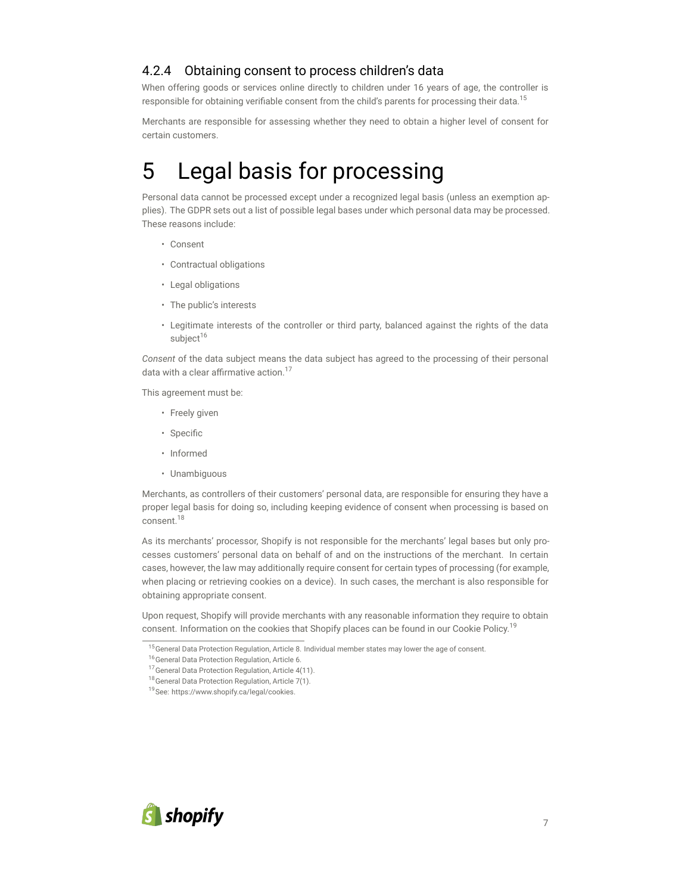### 4.2.4 Obtaining consent to process children's data

When offering goods or services online directly to children under 16 years of age, the controller is responsible for obtaining verifiable consent from the child's parents for processing their data.[15]

Merchants are responsible for assessing whether they need to obtain a higher level of consent for certain customers.

# 5 Legal basis for processing

Personal data cannot be processed except under a recognized legal basis (unless an exemption applies). The GDPR sets out a list of possible legal bases under which personal data may be processed. These reasons include:

- Consent
- Contractual obligations
- Legal obligations
- The public's interests
- Legitimate interests of the controller or third party, balanced against the rights of the data subject[16]

*Consent* of the data subject means the data subject has agreed to the processing of their personal data with a clear affirmative action.[17]

This agreement must be:

- Freely given
- Specific
- Informed
- Unambiguous

Merchants, as controllers of their customers' personal data, are responsible for ensuring they have a proper legal basis for doing so, including keeping evidence of consent when processing is based on consent.[18]

As its merchants' processor, Shopify is not responsible for the merchants' legal bases but only processes customers' personal data on behalf of and on the instructions of the merchant. In certain cases, however, the law may additionally require consent for certain types of processing (for example, when placing or retrieving cookies on a device). In such cases, the merchant is also responsible for obtaining appropriate consent.

Upon request, Shopify will provide merchants with any reasonable information they require to obtain consent. Information on the cookies that Shopify places can be found in our Cookie Policy.[19]

---

[15] General Data Protection Regulation, Article 8. Individual member states may lower the age of consent.
[16] General Data Protection Regulation, Article 6.
[17] General Data Protection Regulation, Article 4(11).
[18] General Data Protection Regulation, Article 7(1).
[19] See: https://www.shopify.ca/legal/cookies.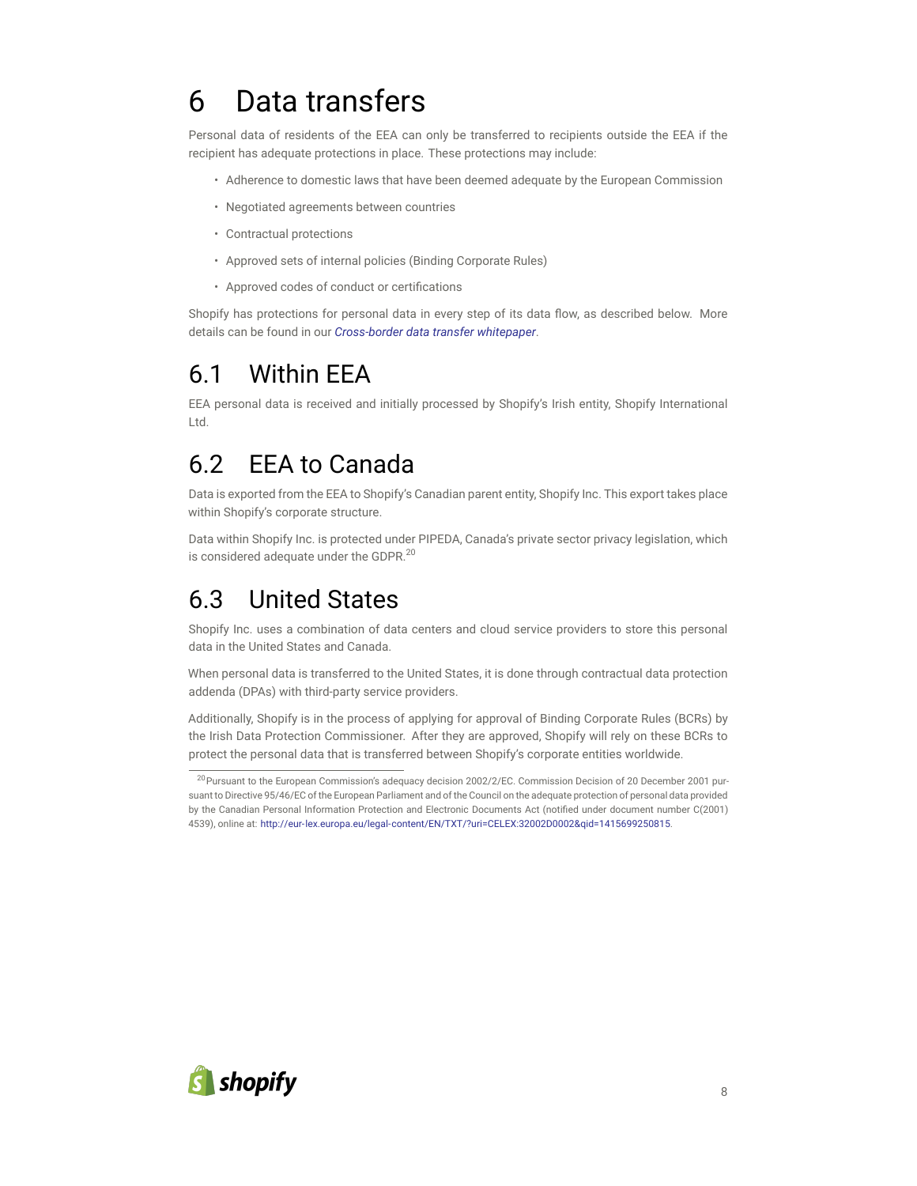# 6 Data transfers

Personal data of residents of the EEA can only be transferred to recipients outside the EEA if the recipient has adequate protections in place. These protections may include:

- Adherence to domestic laws that have been deemed adequate by the European Commission
- Negotiated agreements between countries
- Contractual protections
- Approved sets of internal policies (Binding Corporate Rules)
- Approved codes of conduct or certifications

Shopify has protections for personal data in every step of its data flow, as described below. More details can be found in our *Cross-border data transfer whitepaper*.

## 6.1 Within EEA

EEA personal data is received and initially processed by Shopify's Irish entity, Shopify International Ltd.

## 6.2 EEA to Canada

Data is exported from the EEA to Shopify's Canadian parent entity, Shopify Inc. This export takes place within Shopify's corporate structure.

Data within Shopify Inc. is protected under PIPEDA, Canada's private sector privacy legislation, which is considered adequate under the GDPR.[20]

## 6.3 United States

Shopify Inc. uses a combination of data centers and cloud service providers to store this personal data in the United States and Canada.

When personal data is transferred to the United States, it is done through contractual data protection addenda (DPAs) with third-party service providers.

Additionally, Shopify is in the process of applying for approval of Binding Corporate Rules (BCRs) by the Irish Data Protection Commissioner. After they are approved, Shopify will rely on these BCRs to protect the personal data that is transferred between Shopify's corporate entities worldwide.

[20] Pursuant to the European Commission's adequacy decision 2002/2/EC. Commission Decision of 20 December 2001 pursuant to Directive 95/46/EC of the European Parliament and of the Council on the adequate protection of personal data provided by the Canadian Personal Information Protection and Electronic Documents Act (notified under document number C(2001) 4539), online at: http://eur-lex.europa.eu/legal-content/EN/TXT/?uri=CELEX:32002D0002&qid=1415699250815.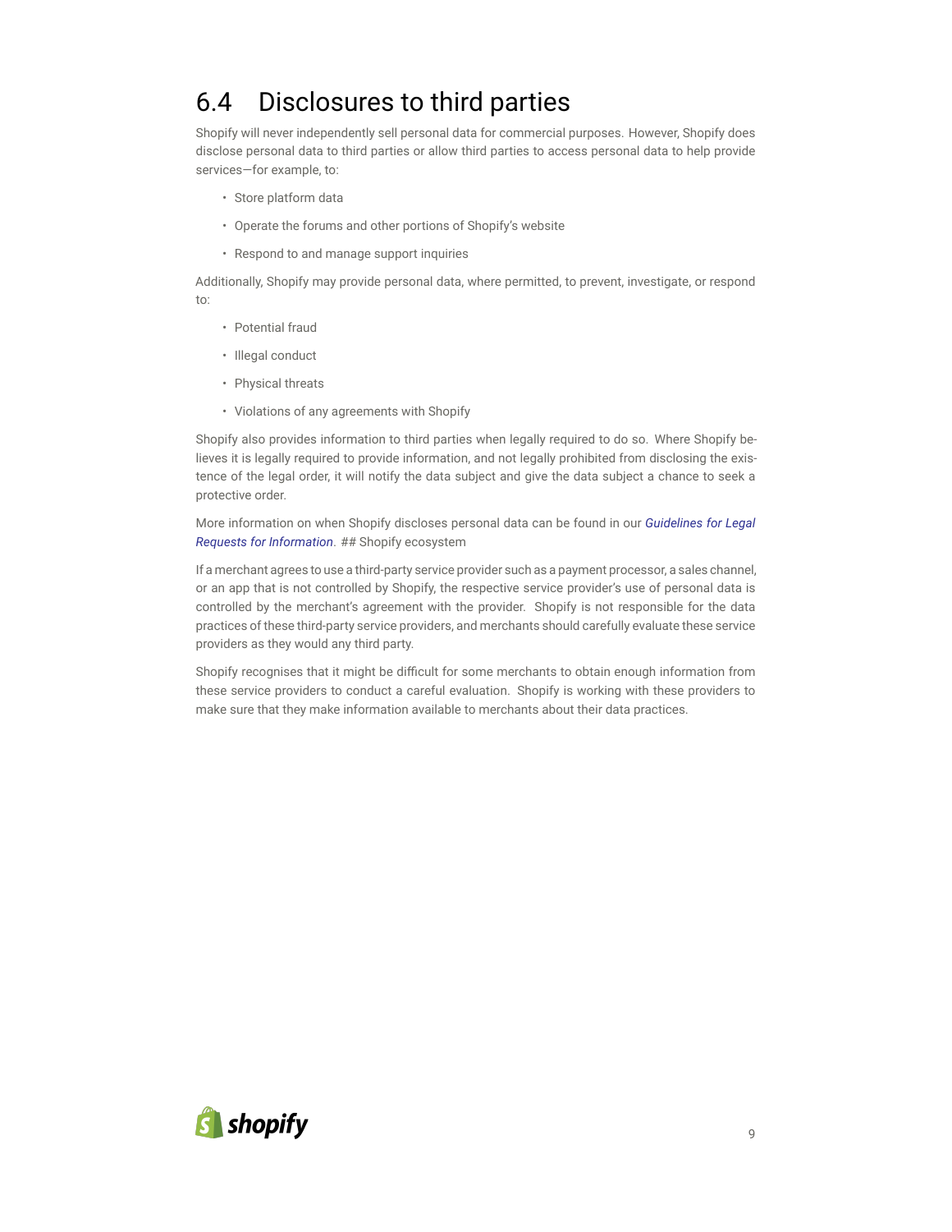## 6.4 Disclosures to third parties

Shopify will never independently sell personal data for commercial purposes. However, Shopify does disclose personal data to third parties or allow third parties to access personal data to help provide services—for example, to:

- Store platform data
- Operate the forums and other portions of Shopify's website
- Respond to and manage support inquiries

Additionally, Shopify may provide personal data, where permitted, to prevent, investigate, or respond to:

- Potential fraud
- Illegal conduct
- Physical threats
- Violations of any agreements with Shopify

Shopify also provides information to third parties when legally required to do so. Where Shopify believes it is legally required to provide information, and not legally prohibited from disclosing the existence of the legal order, it will notify the data subject and give the data subject a chance to seek a protective order.

More information on when Shopify discloses personal data can be found in our *Guidelines for Legal Requests for Information*. ## Shopify ecosystem

If a merchant agrees to use a third-party service provider such as a payment processor, a sales channel, or an app that is not controlled by Shopify, the respective service provider's use of personal data is controlled by the merchant's agreement with the provider. Shopify is not responsible for the data practices of these third-party service providers, and merchants should carefully evaluate these service providers as they would any third party.

Shopify recognises that it might be difficult for some merchants to obtain enough information from these service providers to conduct a careful evaluation. Shopify is working with these providers to make sure that they make information available to merchants about their data practices.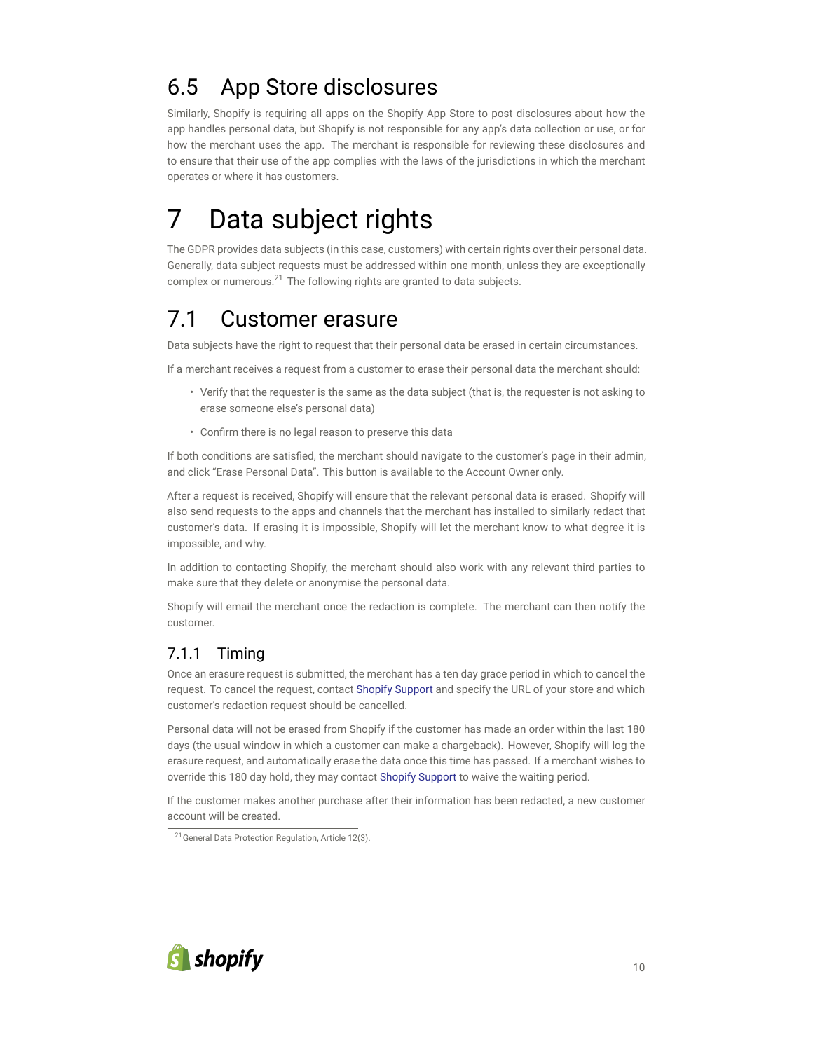## 6.5 App Store disclosures

Similarly, Shopify is requiring all apps on the Shopify App Store to post disclosures about how the app handles personal data, but Shopify is not responsible for any app's data collection or use, or for how the merchant uses the app. The merchant is responsible for reviewing these disclosures and to ensure that their use of the app complies with the laws of the jurisdictions in which the merchant operates or where it has customers.

# 7 Data subject rights

The GDPR provides data subjects (in this case, customers) with certain rights over their personal data. Generally, data subject requests must be addressed within one month, unless they are exceptionally complex or numerous.[21] The following rights are granted to data subjects.

## 7.1 Customer erasure

Data subjects have the right to request that their personal data be erased in certain circumstances.

If a merchant receives a request from a customer to erase their personal data the merchant should:

- Verify that the requester is the same as the data subject (that is, the requester is not asking to erase someone else's personal data)
- Confirm there is no legal reason to preserve this data

If both conditions are satisfied, the merchant should navigate to the customer's page in their admin, and click "Erase Personal Data". This button is available to the Account Owner only.

After a request is received, Shopify will ensure that the relevant personal data is erased. Shopify will also send requests to the apps and channels that the merchant has installed to similarly redact that customer's data. If erasing it is impossible, Shopify will let the merchant know to what degree it is impossible, and why.

In addition to contacting Shopify, the merchant should also work with any relevant third parties to make sure that they delete or anonymise the personal data.

Shopify will email the merchant once the redaction is complete. The merchant can then notify the customer.

### 7.1.1 Timing

Once an erasure request is submitted, the merchant has a ten day grace period in which to cancel the request. To cancel the request, contact Shopify Support and specify the URL of your store and which customer's redaction request should be cancelled.

Personal data will not be erased from Shopify if the customer has made an order within the last 180 days (the usual window in which a customer can make a chargeback). However, Shopify will log the erasure request, and automatically erase the data once this time has passed. If a merchant wishes to override this 180 day hold, they may contact Shopify Support to waive the waiting period.

If the customer makes another purchase after their information has been redacted, a new customer account will be created.

[21] General Data Protection Regulation, Article 12(3).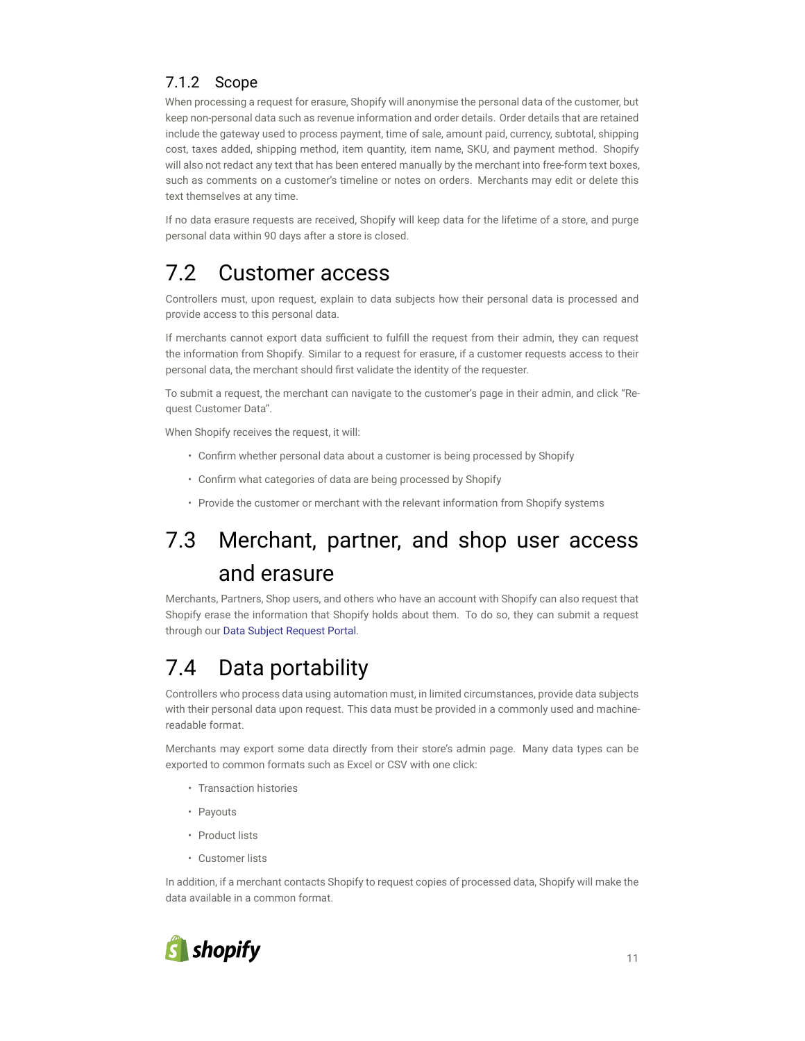### 7.1.2 Scope

When processing a request for erasure, Shopify will anonymise the personal data of the customer, but keep non-personal data such as revenue information and order details. Order details that are retained include the gateway used to process payment, time of sale, amount paid, currency, subtotal, shipping cost, taxes added, shipping method, item quantity, item name, SKU, and payment method. Shopify will also not redact any text that has been entered manually by the merchant into free-form text boxes, such as comments on a customer's timeline or notes on orders. Merchants may edit or delete this text themselves at any time.

If no data erasure requests are received, Shopify will keep data for the lifetime of a store, and purge personal data within 90 days after a store is closed.

## 7.2 Customer access

Controllers must, upon request, explain to data subjects how their personal data is processed and provide access to this personal data.

If merchants cannot export data sufficient to fulfill the request from their admin, they can request the information from Shopify. Similar to a request for erasure, if a customer requests access to their personal data, the merchant should first validate the identity of the requester.

To submit a request, the merchant can navigate to the customer's page in their admin, and click "Request Customer Data".

When Shopify receives the request, it will:

- Confirm whether personal data about a customer is being processed by Shopify
- Confirm what categories of data are being processed by Shopify
- Provide the customer or merchant with the relevant information from Shopify systems

## 7.3 Merchant, partner, and shop user access and erasure

Merchants, Partners, Shop users, and others who have an account with Shopify can also request that Shopify erase the information that Shopify holds about them. To do so, they can submit a request through our Data Subject Request Portal.

## 7.4 Data portability

Controllers who process data using automation must, in limited circumstances, provide data subjects with their personal data upon request. This data must be provided in a commonly used and machine-readable format.

Merchants may export some data directly from their store's admin page. Many data types can be exported to common formats such as Excel or CSV with one click:

- Transaction histories
- Payouts
- Product lists
- Customer lists

In addition, if a merchant contacts Shopify to request copies of processed data, Shopify will make the data available in a common format.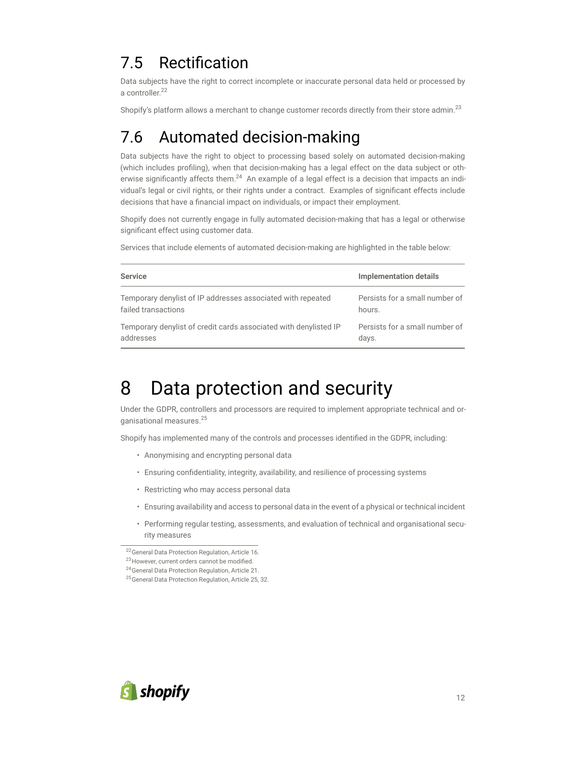## 7.5 Rectification

Data subjects have the right to correct incomplete or inaccurate personal data held or processed by a controller.[22]

Shopify's platform allows a merchant to change customer records directly from their store admin.[23]

## 7.6 Automated decision-making

Data subjects have the right to object to processing based solely on automated decision-making (which includes profiling), when that decision-making has a legal effect on the data subject or otherwise significantly affects them.[24] An example of a legal effect is a decision that impacts an individual's legal or civil rights, or their rights under a contract. Examples of significant effects include decisions that have a financial impact on individuals, or impact their employment.

Shopify does not currently engage in fully automated decision-making that has a legal or otherwise significant effect using customer data.

Services that include elements of automated decision-making are highlighted in the table below:

| Service | Implementation details |
|---|---|
| Temporary denylist of IP addresses associated with repeated failed transactions | Persists for a small number of hours. |
| Temporary denylist of credit cards associated with denylisted IP addresses | Persists for a small number of days. |

# 8 Data protection and security

Under the GDPR, controllers and processors are required to implement appropriate technical and organisational measures.[25]

Shopify has implemented many of the controls and processes identified in the GDPR, including:

- Anonymising and encrypting personal data
- Ensuring confidentiality, integrity, availability, and resilience of processing systems
- Restricting who may access personal data
- Ensuring availability and access to personal data in the event of a physical or technical incident
- Performing regular testing, assessments, and evaluation of technical and organisational security measures

---

[22] General Data Protection Regulation, Article 16.

[23] However, current orders cannot be modified.

[24] General Data Protection Regulation, Article 21.

[25] General Data Protection Regulation, Article 25, 32.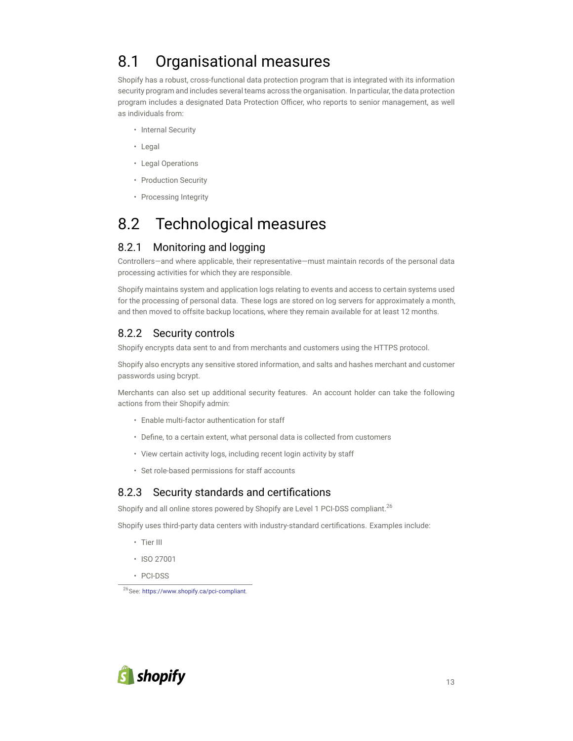## 8.1 Organisational measures

Shopify has a robust, cross-functional data protection program that is integrated with its information security program and includes several teams across the organisation. In particular, the data protection program includes a designated Data Protection Officer, who reports to senior management, as well as individuals from:

- Internal Security
- Legal
- Legal Operations
- Production Security
- Processing Integrity

## 8.2 Technological measures

### 8.2.1 Monitoring and logging

Controllers—and where applicable, their representative—must maintain records of the personal data processing activities for which they are responsible.

Shopify maintains system and application logs relating to events and access to certain systems used for the processing of personal data. These logs are stored on log servers for approximately a month, and then moved to offsite backup locations, where they remain available for at least 12 months.

### 8.2.2 Security controls

Shopify encrypts data sent to and from merchants and customers using the HTTPS protocol.

Shopify also encrypts any sensitive stored information, and salts and hashes merchant and customer passwords using bcrypt.

Merchants can also set up additional security features. An account holder can take the following actions from their Shopify admin:

- Enable multi-factor authentication for staff
- Define, to a certain extent, what personal data is collected from customers
- View certain activity logs, including recent login activity by staff
- Set role-based permissions for staff accounts

### 8.2.3 Security standards and certifications

Shopify and all online stores powered by Shopify are Level 1 PCI-DSS compliant.[26]

Shopify uses third-party data centers with industry-standard certifications. Examples include:

- Tier III
- ISO 27001
- PCI-DSS

[26] See: https://www.shopify.ca/pci-compliant.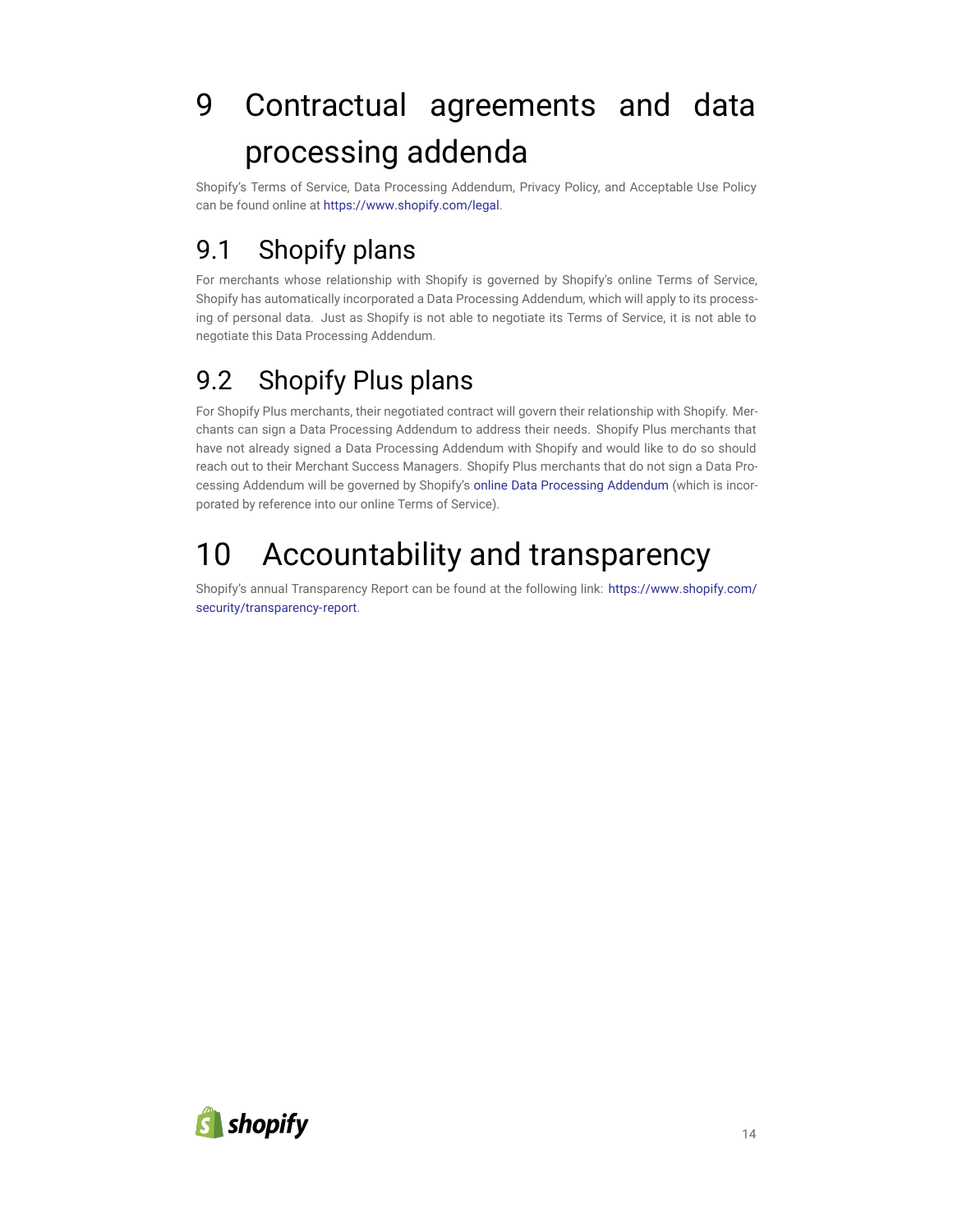# 9 Contractual agreements and data processing addenda

Shopify's Terms of Service, Data Processing Addendum, Privacy Policy, and Acceptable Use Policy can be found online at https://www.shopify.com/legal.

## 9.1 Shopify plans

For merchants whose relationship with Shopify is governed by Shopify's online Terms of Service, Shopify has automatically incorporated a Data Processing Addendum, which will apply to its processing of personal data. Just as Shopify is not able to negotiate its Terms of Service, it is not able to negotiate this Data Processing Addendum.

## 9.2 Shopify Plus plans

For Shopify Plus merchants, their negotiated contract will govern their relationship with Shopify. Merchants can sign a Data Processing Addendum to address their needs. Shopify Plus merchants that have not already signed a Data Processing Addendum with Shopify and would like to do so should reach out to their Merchant Success Managers. Shopify Plus merchants that do not sign a Data Processing Addendum will be governed by Shopify's online Data Processing Addendum (which is incorporated by reference into our online Terms of Service).

# 10 Accountability and transparency

Shopify's annual Transparency Report can be found at the following link: https://www.shopify.com/security/transparency-report.